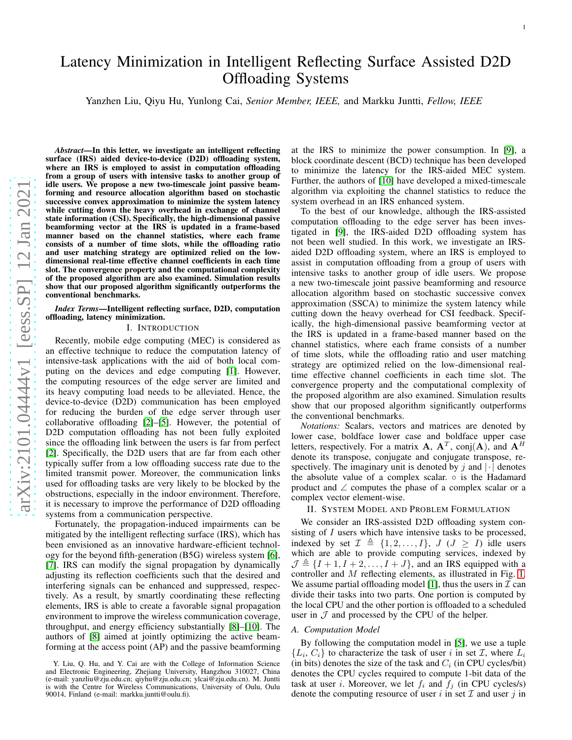# Latency Minimization in Intelligent Reflecting Surface Assisted D2D Offloading Systems

Yanzhen Liu, Qiyu Hu, Yunlong Cai, *Senior Member, IEEE,* and Markku Juntti, *Fellow, IEEE*

***Abstract*—In this letter, we investigate an intelligent reflecting surface (IRS) aided device-to-device (D2D) offloading system, where an IRS is employed to assist in computation offloading from a group of users with intensive tasks to another group of idle users. We propose a new two-timescale joint passive beamforming and resource allocation algorithm based on stochastic successive convex approximation to minimize the system latency while cutting down the heavy overhead in exchange of channel state information (CSI). Specifically, the high-dimensional passive beamforming vector at the IRS is updated in a frame-based manner based on the channel statistics, where each frame consists of a number of time slots, while the offloading ratio and user matching strategy are optimized relied on the low-dimensional real-time effective channel coefficients in each time slot. The convergence property and the computational complexity of the proposed algorithm are also examined. Simulation results show that our proposed algorithm significantly outperforms the conventional benchmarks.**

***Index Terms*—Intelligent reflecting surface, D2D, computation offloading, latency minimization.**

## I. Introduction

Recently, mobile edge computing (MEC) is considered as an effective technique to reduce the computation latency of intensive-task applications with the aid of both local computing on the devices and edge computing [1]. However, the computing resources of the edge server are limited and its heavy computing load needs to be alleviated. Hence, the device-to-device (D2D) communication has been employed for reducing the burden of the edge server through user collaborative offloading [2]–[5]. However, the potential of D2D computation offloading has not been fully exploited since the offloading link between the users is far from perfect [2]. Specifically, the D2D users that are far from each other typically suffer from a low offloading success rate due to the limited transmit power. Moreover, the communication links used for offloading tasks are very likely to be blocked by the obstructions, especially in the indoor environment. Therefore, it is necessary to improve the performance of D2D offloading systems from a communication perspective.

Fortunately, the propagation-induced impairments can be mitigated by the intelligent reflecting surface (IRS), which has been envisioned as an innovative hardware-efficient technology for the beyond fifth-generation (B5G) wireless system [6], [7]. IRS can modify the signal propagation by dynamically adjusting its reflection coefficients such that the desired and interfering signals can be enhanced and suppressed, respectively. As a result, by smartly coordinating these reflecting elements, IRS is able to create a favorable signal propagation environment to improve the wireless communication coverage, throughput, and energy efficiency substantially [8]–[10]. The authors of [8] aimed at jointly optimizing the active beamforming at the access point (AP) and the passive beamforming at the IRS to minimize the power consumption. In [9], a block coordinate descent (BCD) technique has been developed to minimize the latency for the IRS-aided MEC system. Further, the authors of [10] have developed a mixed-timescale algorithm via exploiting the channel statistics to reduce the system overhead in an IRS enhanced system.

To the best of our knowledge, although the IRS-assisted computation offloading to the edge server has been investigated in [9], the IRS-aided D2D offloading system has not been well studied. In this work, we investigate an IRS-aided D2D offloading system, where an IRS is employed to assist in computation offloading from a group of users with intensive tasks to another group of idle users. We propose a new two-timescale joint passive beamforming and resource allocation algorithm based on stochastic successive convex approximation (SSCA) to minimize the system latency while cutting down the heavy overhead for CSI feedback. Specifically, the high-dimensional passive beamforming vector at the IRS is updated in a frame-based manner based on the channel statistics, where each frame consists of a number of time slots, while the offloading ratio and user matching strategy are optimized relied on the low-dimensional real-time effective channel coefficients in each time slot. The convergence property and the computational complexity of the proposed algorithm are also examined. Simulation results show that our proposed algorithm significantly outperforms the conventional benchmarks.

*Notations:* Scalars, vectors and matrices are denoted by lower case, boldface lower case and boldface upper case letters, respectively. For a matrix $\mathbf{A}$, $\mathbf{A}^T$, $\text{conj}(\mathbf{A})$, and $\mathbf{A}^H$ denote its transpose, conjugate and conjugate transpose, respectively. The imaginary unit is denoted by $j$ and $|\cdot|$ denotes the absolute value of a complex scalar. $\circ$ is the Hadamard product and $\angle$ computes the phase of a complex scalar or a complex vector element-wise.

## II. System Model and Problem Formulation

We consider an IRS-assisted D2D offloading system consisting of $I$ users which have intensive tasks to be processed, indexed by set $\mathcal{I} \triangleq \{1, 2, \ldots, I\}$, $J$ ($J \geq I$) idle users which are able to provide computing services, indexed by $\mathcal{J} \triangleq \{I+1, I+2, \ldots, I+J\}$, and an IRS equipped with a controller and $M$ reflecting elements, as illustrated in Fig. 1. We assume partial offloading model [1], thus the users in $\mathcal{I}$ can divide their tasks into two parts. One portion is computed by the local CPU and the other portion is offloaded to a scheduled user in $\mathcal{J}$ and processed by the CPU of the helper.

### A. Computation Model

By following the computation model in [5], we use a tuple $\{L_i, C_i\}$ to characterize the task of user $i$ in set $\mathcal{I}$, where $L_i$ (in bits) denotes the size of the task and $C_i$ (in CPU cycles/bit) denotes the CPU cycles required to compute 1-bit data of the task at user $i$. Moreover, we let $f_i$ and $f_j$ (in CPU cycles/s) denote the computing resource of user $i$ in set $\mathcal{I}$ and user $j$ in

Y. Liu, Q. Hu, and Y. Cai are with the College of Information Science and Electronic Engineering, Zhejiang University, Hangzhou 310027, China (e-mail: yanzliu@zju.edu.cn; qiyhu@zju.edu.cn; ylcai@zju.edu.cn). M. Juntti is with the Centre for Wireless Communications, University of Oulu, Oulu 90014, Finland (e-mail: markku.juntti@oulu.fi).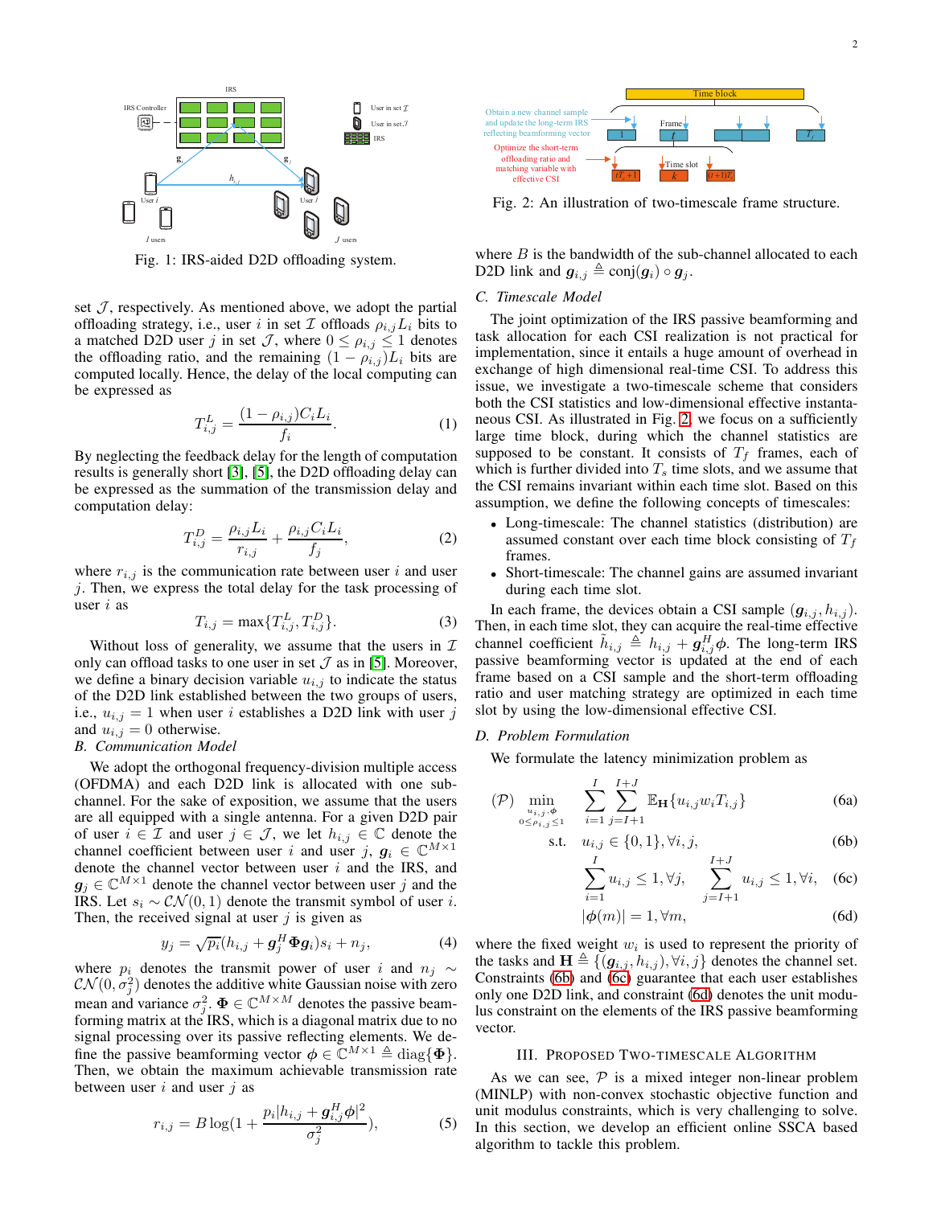Fig. 1: IRS-aided D2D offloading system.

set $\mathcal{J}$, respectively. As mentioned above, we adopt the partial offloading strategy, i.e., user $i$ in set $\mathcal{I}$ offloads $\rho_{i,j}L_i$ bits to a matched D2D user $j$ in set $\mathcal{J}$, where $0 \leq \rho_{i,j} \leq 1$ denotes the offloading ratio, and the remaining $(1-\rho_{i,j})L_i$ bits are computed locally. Hence, the delay of the local computing can be expressed as

$$T_{i,j}^L = \frac{(1-\rho_{i,j})C_i L_i}{f_i}. \tag{1}$$

By neglecting the feedback delay for the length of computation results is generally short [3], [5], the D2D offloading delay can be expressed as the summation of the transmission delay and computation delay:

$$T_{i,j}^D = \frac{\rho_{i,j}L_i}{r_{i,j}} + \frac{\rho_{i,j}C_i L_i}{f_j}, \tag{2}$$

where $r_{i,j}$ is the communication rate between user $i$ and user $j$. Then, we express the total delay for the task processing of user $i$ as

$$T_{i,j} = \max\{T_{i,j}^L, T_{i,j}^D\}. \tag{3}$$

Without loss of generality, we assume that the users in $\mathcal{I}$ only can offload tasks to one user in set $\mathcal{J}$ as in [5]. Moreover, we define a binary decision variable $u_{i,j}$ to indicate the status of the D2D link established between the two groups of users, i.e., $u_{i,j} = 1$ when user $i$ establishes a D2D link with user $j$ and $u_{i,j} = 0$ otherwise.

### B. Communication Model

We adopt the orthogonal frequency-division multiple access (OFDMA) and each D2D link is allocated with one sub-channel. For the sake of exposition, we assume that the users are all equipped with a single antenna. For a given D2D pair of user $i \in \mathcal{I}$ and user $j \in \mathcal{J}$, we let $h_{i,j} \in \mathbb{C}$ denote the channel coefficient between user $i$ and user $j$, $\boldsymbol{g}_i \in \mathbb{C}^{M\times 1}$ denote the channel vector between user $i$ and the IRS, and $\boldsymbol{g}_j \in \mathbb{C}^{M\times 1}$ denote the channel vector between user $j$ and the IRS. Let $s_i \sim \mathcal{CN}(0,1)$ denote the transmit symbol of user $i$. Then, the received signal at user $j$ is given as

$$y_j = \sqrt{p_i}(h_{i,j} + \boldsymbol{g}_j^H \boldsymbol{\Phi} \boldsymbol{g}_i)s_i + n_j, \tag{4}$$

where $p_i$ denotes the transmit power of user $i$ and $n_j \sim \mathcal{CN}(0,\sigma_j^2)$ denotes the additive white Gaussian noise with zero mean and variance $\sigma_j^2$. $\boldsymbol{\Phi} \in \mathbb{C}^{M\times M}$ denotes the passive beamforming matrix at the IRS, which is a diagonal matrix due to no signal processing over its passive reflecting elements. We define the passive beamforming vector $\boldsymbol{\phi} \in \mathbb{C}^{M\times 1} \triangleq \mathrm{diag}\{\boldsymbol{\Phi}\}$. Then, we obtain the maximum achievable transmission rate between user $i$ and user $j$ as

$$r_{i,j} = B\log(1 + \frac{p_i|h_{i,j} + \boldsymbol{g}_{i,j}^H \boldsymbol{\phi}|^2}{\sigma_j^2}), \tag{5}$$

Fig. 2: An illustration of two-timescale frame structure.

where $B$ is the bandwidth of the sub-channel allocated to each D2D link and $\boldsymbol{g}_{i,j} \triangleq \mathrm{conj}(\boldsymbol{g}_i) \circ \boldsymbol{g}_j$.

### C. Timescale Model

The joint optimization of the IRS passive beamforming and task allocation for each CSI realization is not practical for implementation, since it entails a huge amount of overhead in exchange of high dimensional real-time CSI. To address this issue, we investigate a two-timescale scheme that considers both the CSI statistics and low-dimensional effective instantaneous CSI. As illustrated in Fig. 2, we focus on a sufficiently large time block, during which the channel statistics are supposed to be constant. It consists of $T_f$ frames, each of which is further divided into $T_s$ time slots, and we assume that the CSI remains invariant within each time slot. Based on this assumption, we define the following concepts of timescales:

- Long-timescale: The channel statistics (distribution) are assumed constant over each time block consisting of $T_f$ frames.
- Short-timescale: The channel gains are assumed invariant during each time slot.

In each frame, the devices obtain a CSI sample $(\boldsymbol{g}_{i,j}, h_{i,j})$. Then, in each time slot, they can acquire the real-time effective channel coefficient $\tilde{h}_{i,j} \triangleq h_{i,j} + \boldsymbol{g}_{i,j}^H \boldsymbol{\phi}$. The long-term IRS passive beamforming vector is updated at the end of each frame based on a CSI sample and the short-term offloading ratio and user matching strategy are optimized in each time slot by using the low-dimensional effective CSI.

### D. Problem Formulation

We formulate the latency minimization problem as

$$
\begin{aligned}
(\mathcal{P}) \quad \min_{\substack{u_{i,j},\boldsymbol{\phi}\\ 0\leq\rho_{i,j}\leq 1}} \quad & \sum_{i=1}^{I}\sum_{j=I+1}^{I+J} \mathbb{E}_{\mathbf{H}}\{u_{i,j}w_i T_{i,j}\} && \text{(6a)}\\
\text{s.t.} \quad & u_{i,j} \in \{0,1\}, \forall i,j, && \text{(6b)}\\
& \sum_{i=1}^{I} u_{i,j} \leq 1, \forall j, \quad \sum_{j=I+1}^{I+J} u_{i,j} \leq 1, \forall i, && \text{(6c)}\\
& |\boldsymbol{\phi}(m)| = 1, \forall m, && \text{(6d)}
\end{aligned}
$$

where the fixed weight $w_i$ is used to represent the priority of the tasks and $\mathbf{H} \triangleq \{(\boldsymbol{g}_{i,j}, h_{i,j}), \forall i,j\}$ denotes the channel set. Constraints (6b) and (6c) guarantee that each user establishes only one D2D link, and constraint (6d) denotes the unit modulus constraint on the elements of the IRS passive beamforming vector.

## III. Proposed Two-Timescale Algorithm

As we can see, $\mathcal{P}$ is a mixed integer non-linear problem (MINLP) with non-convex stochastic objective function and unit modulus constraints, which is very challenging to solve. In this section, we develop an efficient online SSCA based algorithm to tackle this problem.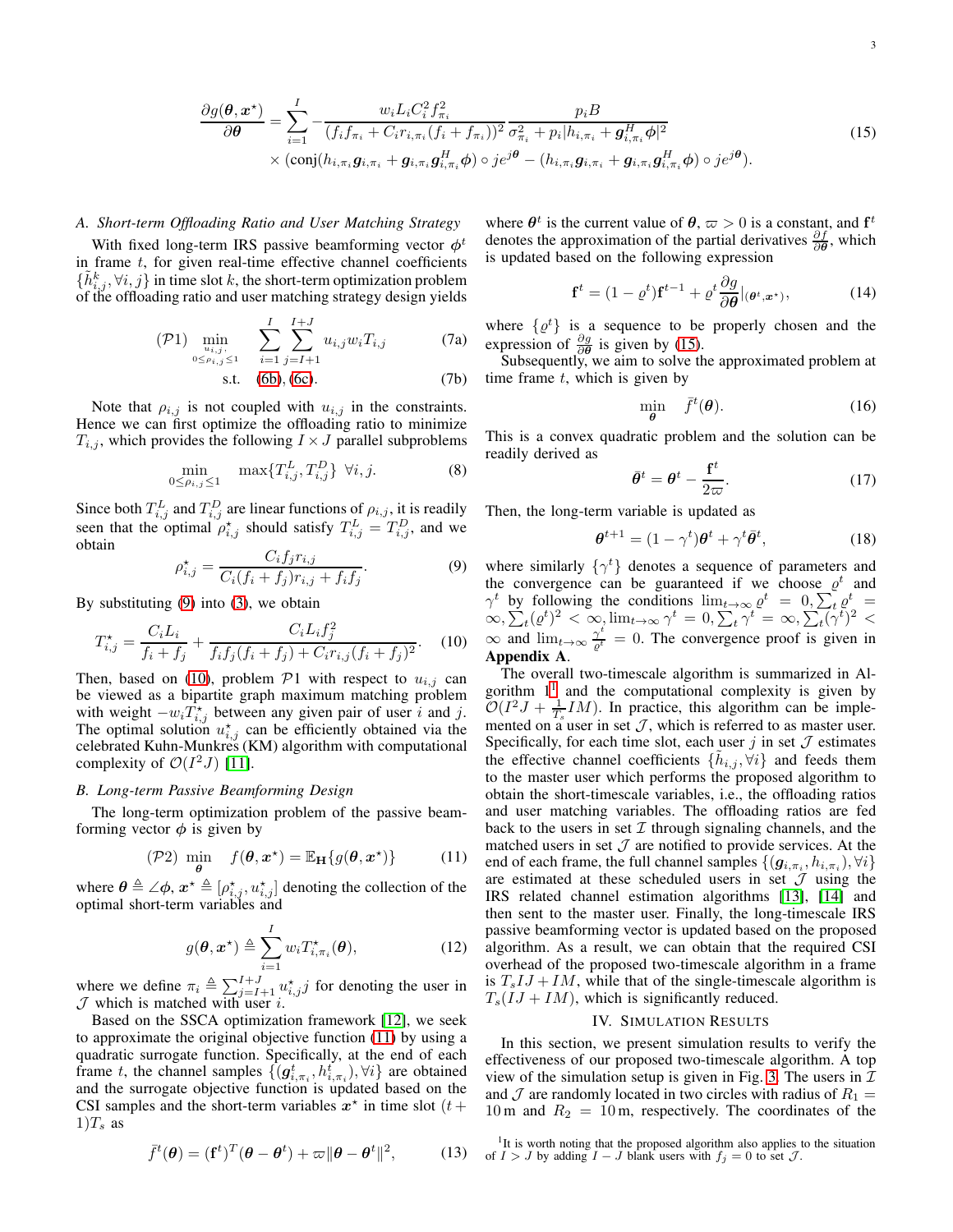$$\frac{\partial g(\boldsymbol{\theta}, \boldsymbol{x}^\star)}{\partial \boldsymbol{\theta}} = \sum_{i=1}^{I} -\frac{w_i L_i C_i^2 f_{\pi_i}^2}{(f_i f_{\pi_i} + C_i r_{i,\pi_i}(f_i + f_{\pi_i}))^2} \frac{p_i B}{\sigma_{\pi_i}^2 + p_i |h_{i,\pi_i} + \boldsymbol{g}_{i,\pi_i}^H \boldsymbol{\phi}|^2} \times (\mathrm{conj}(h_{i,\pi_i} \boldsymbol{g}_{i,\pi_i} + \boldsymbol{g}_{i,\pi_i} \boldsymbol{g}_{i,\pi_i}^H \boldsymbol{\phi}) \circ j e^{j\boldsymbol{\theta}} - (h_{i,\pi_i} \boldsymbol{g}_{i,\pi_i} + \boldsymbol{g}_{i,\pi_i} \boldsymbol{g}_{i,\pi_i}^H \boldsymbol{\phi}) \circ j e^{j\boldsymbol{\theta}}). \tag{15}$$

### *A. Short-term Offloading Ratio and User Matching Strategy*

With fixed long-term IRS passive beamforming vector $\boldsymbol{\phi}^t$ in frame $t$, for given real-time effective channel coefficients $\{\tilde{h}_{i,j}^k, \forall i, j\}$ in time slot $k$, the short-term optimization problem of the offloading ratio and user matching strategy design yields

$$(\mathcal{P}1) \min_{\substack{u_{i,j},\\ 0 \le \rho_{i,j} \le 1}} \quad \sum_{i=1}^{I} \sum_{j=I+1}^{I+J} u_{i,j} w_i T_{i,j} \tag{7a}$$

$$\text{s.t.} \quad \text{(6b)}, \text{(6c)}. \tag{7b}$$

Note that $\rho_{i,j}$ is not coupled with $u_{i,j}$ in the constraints. Hence we can first optimize the offloading ratio to minimize $T_{i,j}$, which provides the following $I \times J$ parallel subproblems

$$\min_{0 \le \rho_{i,j} \le 1} \quad \max\{T_{i,j}^L, T_{i,j}^D\} \;\; \forall i, j. \tag{8}$$

Since both $T_{i,j}^L$ and $T_{i,j}^D$ are linear functions of $\rho_{i,j}$, it is readily seen that the optimal $\rho_{i,j}^\star$ should satisfy $T_{i,j}^L = T_{i,j}^D$, and we obtain

$$\rho_{i,j}^\star = \frac{C_i f_j r_{i,j}}{C_i (f_i + f_j) r_{i,j} + f_i f_j}. \tag{9}$$

By substituting (9) into (3), we obtain

$$T_{i,j}^\star = \frac{C_i L_i}{f_i + f_j} + \frac{C_i L_i f_j^2}{f_i f_j (f_i + f_j) + C_i r_{i,j} (f_i + f_j)^2}. \tag{10}$$

Then, based on (10), problem $\mathcal{P}1$ with respect to $u_{i,j}$ can be viewed as a bipartite graph maximum matching problem with weight $-w_i T_{i,j}^\star$ between any given pair of user $i$ and $j$. The optimal solution $u_{i,j}^\star$ can be efficiently obtained via the celebrated Kuhn-Munkres (KM) algorithm with computational complexity of $\mathcal{O}(I^2 J)$ [11].

### *B. Long-term Passive Beamforming Design*

The long-term optimization problem of the passive beamforming vector $\boldsymbol{\phi}$ is given by

$$(\mathcal{P}2) \min_{\boldsymbol{\theta}} \quad f(\boldsymbol{\theta}, \boldsymbol{x}^\star) = \mathbb{E}_{\mathbf{H}}\{g(\boldsymbol{\theta}, \boldsymbol{x}^\star)\} \tag{11}$$

where $\boldsymbol{\theta} \triangleq \angle\boldsymbol{\phi}$, $\boldsymbol{x}^\star \triangleq [\rho_{i,j}^\star, u_{i,j}^\star]$ denoting the collection of the optimal short-term variables and

$$g(\boldsymbol{\theta}, \boldsymbol{x}^\star) \triangleq \sum_{i=1}^{I} w_i T_{i,\pi_i}^\star(\boldsymbol{\theta}), \tag{12}$$

where we define $\pi_i \triangleq \sum_{j=I+1}^{I+J} u_{i,j}^\star j$ for denoting the user in $\mathcal{J}$ which is matched with user $i$.

Based on the SSCA optimization framework [12], we seek to approximate the original objective function (11) by using a quadratic surrogate function. Specifically, at the end of each frame $t$, the channel samples $\{(\boldsymbol{g}_{i,\pi_i}^t, h_{i,\pi_i}^t), \forall i\}$ are obtained and the surrogate objective function is updated based on the CSI samples and the short-term variables $\boldsymbol{x}^\star$ in time slot $(t+1)T_s$ as

$$\bar{f}^t(\boldsymbol{\theta}) = (\mathbf{f}^t)^T (\boldsymbol{\theta} - \boldsymbol{\theta}^t) + \varpi \|\boldsymbol{\theta} - \boldsymbol{\theta}^t\|^2, \tag{13}$$

where $\boldsymbol{\theta}^t$ is the current value of $\boldsymbol{\theta}$, $\varpi > 0$ is a constant, and $\mathbf{f}^t$ denotes the approximation of the partial derivatives $\frac{\partial f}{\partial \boldsymbol{\theta}}$, which is updated based on the following expression

$$\mathbf{f}^t = (1 - \varrho^t)\mathbf{f}^{t-1} + \varrho^t \frac{\partial g}{\partial \boldsymbol{\theta}}|_{(\boldsymbol{\theta}^t, \boldsymbol{x}^\star)}, \tag{14}$$

where $\{\varrho^t\}$ is a sequence to be properly chosen and the expression of $\frac{\partial g}{\partial \boldsymbol{\theta}}$ is given by (15).

Subsequently, we aim to solve the approximated problem at time frame $t$, which is given by

$$\min_{\boldsymbol{\theta}} \quad \bar{f}^t(\boldsymbol{\theta}). \tag{16}$$

This is a convex quadratic problem and the solution can be readily derived as

$$\bar{\boldsymbol{\theta}}^t = \boldsymbol{\theta}^t - \frac{\mathbf{f}^t}{2\varpi}. \tag{17}$$

Then, the long-term variable is updated as

$$\boldsymbol{\theta}^{t+1} = (1 - \gamma^t)\boldsymbol{\theta}^t + \gamma^t \bar{\boldsymbol{\theta}}^t, \tag{18}$$

where similarly $\{\gamma^t\}$ denotes a sequence of parameters and the convergence can be guaranteed if we choose $\varrho^t$ and $\gamma^t$ by following the conditions $\lim_{t\to\infty} \varrho^t = 0, \sum_t \varrho^t = \infty, \sum_t (\varrho^t)^2 < \infty, \lim_{t\to\infty} \gamma^t = 0, \sum_t \gamma^t = \infty, \sum_t (\gamma^t)^2 < \infty$ and $\lim_{t\to\infty} \frac{\gamma^t}{\varrho^t} = 0$. The convergence proof is given in **Appendix A**.

The overall two-timescale algorithm is summarized in Algorithm 1[1] and the computational complexity is given by $\mathcal{O}(I^2 J + \frac{1}{T_s} IM)$. In practice, this algorithm can be implemented on a user in set $\mathcal{J}$, which is referred to as master user. Specifically, for each time slot, each user $j$ in set $\mathcal{J}$ estimates the effective channel coefficients $\{\tilde{h}_{i,j}, \forall i\}$ and feeds them to the master user which performs the proposed algorithm to obtain the short-timescale variables, i.e., the offloading ratios and user matching variables. The offloading ratios are fed back to the users in set $\mathcal{I}$ through signaling channels, and the matched users in set $\mathcal{J}$ are notified to provide services. At the end of each frame, the full channel samples $\{(\boldsymbol{g}_{i,\pi_i}, h_{i,\pi_i}), \forall i\}$ are estimated at these scheduled users in set $\mathcal{J}$ using the IRS related channel estimation algorithms [13], [14] and then sent to the master user. Finally, the long-timescale IRS passive beamforming vector is updated based on the proposed algorithm. As a result, we can obtain that the required CSI overhead of the proposed two-timescale algorithm in a frame is $T_s IJ + IM$, while that of the single-timescale algorithm is $T_s(IJ + IM)$, which is significantly reduced.

## IV. Simulation Results

In this section, we present simulation results to verify the effectiveness of our proposed two-timescale algorithm. A top view of the simulation setup is given in Fig. 3. The users in $\mathcal{I}$ and $\mathcal{J}$ are randomly located in two circles with radius of $R_1 = 10\,\text{m}$ and $R_2 = 10\,\text{m}$, respectively. The coordinates of the

[1] It is worth noting that the proposed algorithm also applies to the situation of $I > J$ by adding $I - J$ blank users with $f_j = 0$ to set $\mathcal{J}$.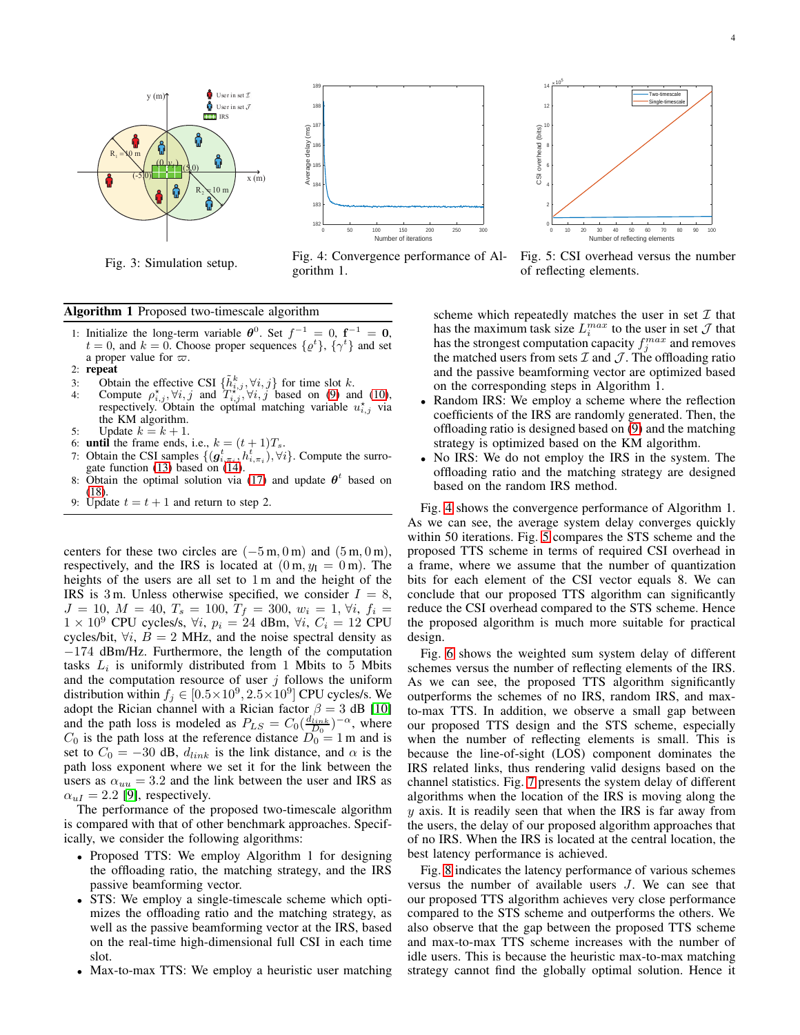Fig. 3: Simulation setup.

Fig. 4: Convergence performance of Algorithm 1.

Fig. 5: CSI overhead versus the number of reflecting elements.

**Algorithm 1** Proposed two-timescale algorithm

1: Initialize the long-term variable $\boldsymbol{\theta}^0$. Set $f^{-1} = 0$, $\mathbf{f}^{-1} = \mathbf{0}$, $t = 0$, and $k = 0$. Choose proper sequences $\{\varrho^t\}$, $\{\gamma^t\}$ and set a proper value for $\varpi$.
2: **repeat**
3: Obtain the effective CSI $\{\tilde{h}^k_{i,j}, \forall i, j\}$ for time slot $k$.
4: Compute $\rho^\star_{i,j}, \forall i, j$ and $T^\star_{i,j}, \forall i, j$ based on (9) and (10), respectively. Obtain the optimal matching variable $u^\star_{i,j}$ via the KM algorithm.
5: Update $k = k + 1$.
6: **until** the frame ends, i.e., $k = (t + 1)T_s$.
7: Obtain the CSI samples $\{(\boldsymbol{g}^t_{i,\pi_i}, h^t_{i,\pi_i}), \forall i\}$. Compute the surrogate function (13) based on (14).
8: Obtain the optimal solution via (17) and update $\boldsymbol{\theta}^t$ based on (18).
9: Update $t = t + 1$ and return to step 2.

centers for these two circles are $(-5\,\mathrm{m}, 0\,\mathrm{m})$ and $(5\,\mathrm{m}, 0\,\mathrm{m})$, respectively, and the IRS is located at $(0\,\mathrm{m}, y_\mathrm{I} = 0\,\mathrm{m})$. The heights of the users are all set to $1\,\mathrm{m}$ and the height of the IRS is $3\,\mathrm{m}$. Unless otherwise specified, we consider $I = 8$, $J = 10$, $M = 40$, $T_s = 100$, $T_f = 300$, $w_i = 1, \forall i$, $f_i = 1 \times 10^9$ CPU cycles/s, $\forall i$, $p_i = 24$ dBm, $\forall i$, $C_i = 12$ CPU cycles/bit, $\forall i$, $B = 2$ MHz, and the noise spectral density as $-174$ dBm/Hz. Furthermore, the length of the computation tasks $L_i$ is uniformly distributed from 1 Mbits to 5 Mbits and the computation resource of user $j$ follows the uniform distribution within $f_j \in [0.5\times10^9, 2.5\times10^9]$ CPU cycles/s. We adopt the Rician channel with a Rician factor $\beta = 3$ dB [10] and the path loss is modeled as $P_{LS} = C_0(\frac{d_{link}}{D_0})^{-\alpha}$, where $C_0$ is the path loss at the reference distance $D_0 = 1$ m and is set to $C_0 = -30$ dB, $d_{link}$ is the link distance, and $\alpha$ is the path loss exponent where we set it for the link between the users as $\alpha_{uu} = 3.2$ and the link between the user and IRS as $\alpha_{uI} = 2.2$ [9], respectively.

The performance of the proposed two-timescale algorithm is compared with that of other benchmark approaches. Specifically, we consider the following algorithms:

- Proposed TTS: We employ Algorithm 1 for designing the offloading ratio, the matching strategy, and the IRS passive beamforming vector.
- STS: We employ a single-timescale scheme which optimizes the offloading ratio and the matching strategy, as well as the passive beamforming vector at the IRS, based on the real-time high-dimensional full CSI in each time slot.
- Max-to-max TTS: We employ a heuristic user matching scheme which repeatedly matches the user in set $\mathcal{I}$ that has the maximum task size $L_i^{max}$ to the user in set $\mathcal{J}$ that has the strongest computation capacity $f_j^{max}$ and removes the matched users from sets $\mathcal{I}$ and $\mathcal{J}$. The offloading ratio and the passive beamforming vector are optimized based on the corresponding steps in Algorithm 1.
- Random IRS: We employ a scheme where the reflection coefficients of the IRS are randomly generated. Then, the offloading ratio is designed based on (9) and the matching strategy is optimized based on the KM algorithm.
- No IRS: We do not employ the IRS in the system. The offloading ratio and the matching strategy are designed based on the random IRS method.

Fig. 4 shows the convergence performance of Algorithm 1. As we can see, the average system delay converges quickly within 50 iterations. Fig. 5 compares the STS scheme and the proposed TTS scheme in terms of required CSI overhead in a frame, where we assume that the number of quantization bits for each element of the CSI vector equals 8. We can conclude that our proposed TTS algorithm can significantly reduce the CSI overhead compared to the STS scheme. Hence the proposed algorithm is much more suitable for practical design.

Fig. 6 shows the weighted sum system delay of different schemes versus the number of reflecting elements of the IRS. As we can see, the proposed TTS algorithm significantly outperforms the schemes of no IRS, random IRS, and max-to-max TTS. In addition, we observe a small gap between our proposed TTS design and the STS scheme, especially when the number of reflecting elements is small. This is because the line-of-sight (LOS) component dominates the IRS related links, thus rendering valid designs based on the channel statistics. Fig. 7 presents the system delay of different algorithms when the location of the IRS is moving along the $y$ axis. It is readily seen that when the IRS is far away from the users, the delay of our proposed algorithm approaches that of no IRS. When the IRS is located at the central location, the best latency performance is achieved.

Fig. 8 indicates the latency performance of various schemes versus the number of available users $J$. We can see that our proposed TTS algorithm achieves very close performance compared to the STS scheme and outperforms the others. We also observe that the gap between the proposed TTS scheme and max-to-max TTS scheme increases with the number of idle users. This is because the heuristic max-to-max matching strategy cannot find the globally optimal solution. Hence it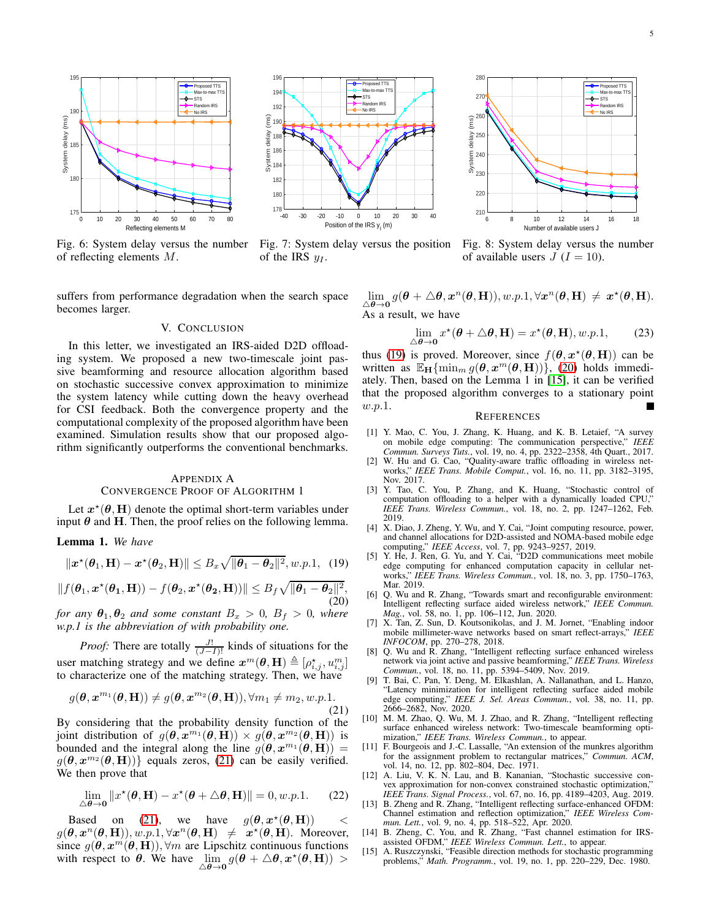195
190
185
180
175
System delay (ms)
0 10 20 30 40 50 60 70 80
Reflecting elements M
Proposed TTS
Max-to-max TTS
STS
Random IRS
No IRS

Fig. 6: System delay versus the number of reflecting elements $M$.

196
194
192
190
188
186
184
182
180
178
System delay (ms)
-40 -30 -20 -10 0 10 20 30 40
Position of the IRS $y_I$ (m)
Proposed TTS
Max-to-max TTS
STS
Random IRS
No IRS

Fig. 7: System delay versus the position of the IRS $y_I$.

280
270
260
250
240
230
220
210
System delay (ms)
6 8 10 12 14 16 18
Number of available users J
Proposed TTS
Max-to-max TTS
STS
Random IRS
No IRS

Fig. 8: System delay versus the number of available users $J$ ($I = 10$).

suffers from performance degradation when the search space becomes larger.

## V. Conclusion

In this letter, we investigated an IRS-aided D2D offloading system. We proposed a new two-timescale joint passive beamforming and resource allocation algorithm based on stochastic successive convex approximation to minimize the system latency while cutting down the heavy overhead for CSI feedback. Both the convergence property and the computational complexity of the proposed algorithm have been examined. Simulation results show that our proposed algorithm significantly outperforms the conventional benchmarks.

## Appendix A
## Convergence Proof of Algorithm 1

Let $\boldsymbol{x}^\star(\boldsymbol{\theta}, \mathbf{H})$ denote the optimal short-term variables under input $\boldsymbol{\theta}$ and $\mathbf{H}$. Then, the proof relies on the following lemma.

**Lemma 1.** *We have*

$$\|\boldsymbol{x}^\star(\boldsymbol{\theta}_1, \mathbf{H}) - \boldsymbol{x}^\star(\boldsymbol{\theta}_2, \mathbf{H})\| \leq B_x \sqrt{\|\boldsymbol{\theta}_1 - \boldsymbol{\theta}_2\|^2}, w.p.1, \quad (19)$$

$$\|f(\boldsymbol{\theta}_1, \boldsymbol{x}^\star(\boldsymbol{\theta}_1, \mathbf{H})) - f(\boldsymbol{\theta}_2, \boldsymbol{x}^\star(\boldsymbol{\theta}_2, \mathbf{H}))\| \leq B_f \sqrt{\|\boldsymbol{\theta}_1 - \boldsymbol{\theta}_2\|^2}, \quad (20)$$

*for any $\boldsymbol{\theta}_1, \boldsymbol{\theta}_2$ and some constant $B_x > 0$, $B_f > 0$, where w.p.1 is the abbreviation of with probability one.*

*Proof:* There are totally $\frac{J!}{(J-I)!}$ kinds of situations for the user matching strategy and we define $\boldsymbol{x}^m(\boldsymbol{\theta}, \mathbf{H}) \triangleq [\rho^\star_{i,j}, u^m_{i,j}]$ to characterize one of the matching strategy. Then, we have

$$g(\boldsymbol{\theta}, \boldsymbol{x}^{m_1}(\boldsymbol{\theta}, \mathbf{H})) \neq g(\boldsymbol{\theta}, \boldsymbol{x}^{m_2}(\boldsymbol{\theta}, \mathbf{H})), \forall m_1 \neq m_2, w.p.1. \quad (21)$$

By considering that the probability density function of the joint distribution of $g(\boldsymbol{\theta}, \boldsymbol{x}^{m_1}(\boldsymbol{\theta}, \mathbf{H})) \times g(\boldsymbol{\theta}, \boldsymbol{x}^{m_2}(\boldsymbol{\theta}, \mathbf{H}))$ is bounded and the integral along the line $g(\boldsymbol{\theta}, \boldsymbol{x}^{m_1}(\boldsymbol{\theta}, \mathbf{H})) = g(\boldsymbol{\theta}, \boldsymbol{x}^{m_2}(\boldsymbol{\theta}, \mathbf{H}))\}$ equals zeros, (21) can be easily verified. We then prove that

$$\lim_{\triangle\boldsymbol{\theta} \to \mathbf{0}} \|x^\star(\boldsymbol{\theta}, \mathbf{H}) - x^\star(\boldsymbol{\theta} + \triangle\boldsymbol{\theta}, \mathbf{H})\| = 0, w.p.1. \quad (22)$$

Based on (21), we have $g(\boldsymbol{\theta}, \boldsymbol{x}^\star(\boldsymbol{\theta}, \mathbf{H})) < g(\boldsymbol{\theta}, \boldsymbol{x}^n(\boldsymbol{\theta}, \mathbf{H})), w.p.1, \forall \boldsymbol{x}^n(\boldsymbol{\theta}, \mathbf{H}) \neq \boldsymbol{x}^\star(\boldsymbol{\theta}, \mathbf{H})$. Moreover, since $g(\boldsymbol{\theta}, \boldsymbol{x}^m(\boldsymbol{\theta}, \mathbf{H})), \forall m$ are Lipschitz continuous functions with respect to $\boldsymbol{\theta}$. We have $\lim_{\triangle\boldsymbol{\theta} \to \mathbf{0}} g(\boldsymbol{\theta} + \triangle\boldsymbol{\theta}, \boldsymbol{x}^\star(\boldsymbol{\theta}, \mathbf{H})) > \lim_{\triangle\boldsymbol{\theta} \to \mathbf{0}} g(\boldsymbol{\theta} + \triangle\boldsymbol{\theta}, \boldsymbol{x}^n(\boldsymbol{\theta}, \mathbf{H})), w.p.1, \forall \boldsymbol{x}^n(\boldsymbol{\theta}, \mathbf{H}) \neq \boldsymbol{x}^\star(\boldsymbol{\theta}, \mathbf{H})$. As a result, we have

$$\lim_{\triangle\boldsymbol{\theta} \to \mathbf{0}} x^\star(\boldsymbol{\theta} + \triangle\boldsymbol{\theta}, \mathbf{H}) = x^\star(\boldsymbol{\theta}, \mathbf{H}), w.p.1, \quad (23)$$

thus (19) is proved. Moreover, since $f(\boldsymbol{\theta}, \boldsymbol{x}^\star(\boldsymbol{\theta}, \mathbf{H}))$ can be written as $\mathbb{E}_{\mathbf{H}}\{\min_m g(\boldsymbol{\theta}, \boldsymbol{x}^m(\boldsymbol{\theta}, \mathbf{H}))\}$, (20) holds immediately. Then, based on the Lemma 1 in [15], it can be verified that the proposed algorithm converges to a stationary point $w.p.1$. ∎

## References

[1] Y. Mao, C. You, J. Zhang, K. Huang, and K. B. Letaief, "A survey on mobile edge computing: The communication perspective," *IEEE Commun. Surveys Tuts.*, vol. 19, no. 4, pp. 2322–2358, 4th Quart., 2017.

[2] W. Hu and G. Cao, "Quality-aware traffic offloading in wireless networks," *IEEE Trans. Mobile Comput.*, vol. 16, no. 11, pp. 3182–3195, Nov. 2017.

[3] Y. Tao, C. You, P. Zhang, and K. Huang, "Stochastic control of computation offloading to a helper with a dynamically loaded CPU," *IEEE Trans. Wireless Commun.*, vol. 18, no. 2, pp. 1247–1262, Feb. 2019.

[4] X. Diao, J. Zheng, Y. Wu, and Y. Cai, "Joint computing resource, power, and channel allocations for D2D-assisted and NOMA-based mobile edge computing," *IEEE Access*, vol. 7, pp. 9243–9257, 2019.

[5] Y. He, J. Ren, G. Yu, and Y. Cai, "D2D communications meet mobile edge computing for enhanced computation capacity in cellular networks," *IEEE Trans. Wireless Commun.*, vol. 18, no. 3, pp. 1750–1763, Mar. 2019.

[6] Q. Wu and R. Zhang, "Towards smart and reconfigurable environment: Intelligent reflecting surface aided wireless network," *IEEE Commun. Mag.*, vol. 58, no. 1, pp. 106–112, Jun. 2020.

[7] X. Tan, Z. Sun, D. Koutsonikolas, and J. M. Jornet, "Enabling indoor mobile millimeter-wave networks based on smart reflect-arrays," *IEEE INFOCOM*, pp. 270–278, 2018.

[8] Q. Wu and R. Zhang, "Intelligent reflecting surface enhanced wireless network via joint active and passive beamforming," *IEEE Trans. Wireless Commun.*, vol. 18, no. 11, pp. 5394–5409, Nov. 2019.

[9] T. Bai, C. Pan, Y. Deng, M. Elkashlan, A. Nallanathan, and L. Hanzo, "Latency minimization for intelligent reflecting surface aided mobile edge computing," *IEEE J. Sel. Areas Commun.*, vol. 38, no. 11, pp. 2666–2682, Nov. 2020.

[10] M. M. Zhao, Q. Wu, M. J. Zhao, and R. Zhang, "Intelligent reflecting surface enhanced wireless network: Two-timescale beamforming optimization," *IEEE Trans. Wireless Commun.*, to appear.

[11] F. Bourgeois and J.-C. Lassalle, "An extension of the munkres algorithm for the assignment problem to rectangular matrices," *Commun. ACM*, vol. 14, no. 12, pp. 802–804, Dec. 1971.

[12] A. Liu, V. K. N. Lau, and B. Kananian, "Stochastic successive convex approximation for non-convex constrained stochastic optimization," *IEEE Trans. Signal Process.*, vol. 67, no. 16, pp. 4189–4203, Aug. 2019.

[13] B. Zheng and R. Zhang, "Intelligent reflecting surface-enhanced OFDM: Channel estimation and reflection optimization," *IEEE Wireless Commun. Lett.*, vol. 9, no. 4, pp. 518–522, Apr. 2020.

[14] B. Zheng, C. You, and R. Zhang, "Fast channel estimation for IRS-assisted OFDM," *IEEE Wireless Commun. Lett.*, to appear.

[15] A. Ruszczynski, "Feasible direction methods for stochastic programming problems," *Math. Programm.*, vol. 19, no. 1, pp. 220–229, Dec. 1980.